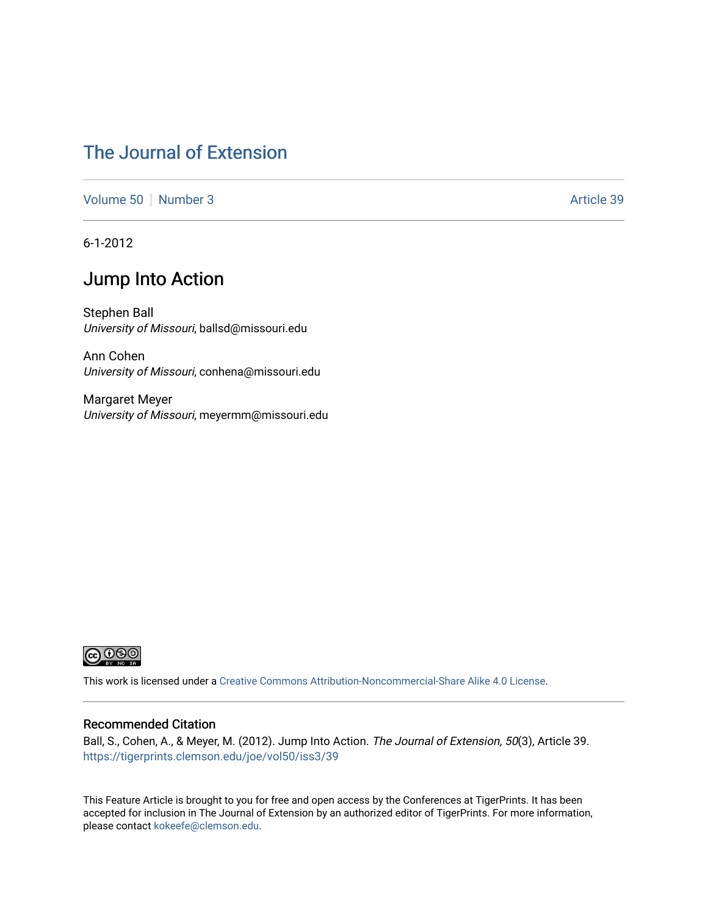# The Journal of Extension

Volume 50 | Number 3 | Article 39

6-1-2012

## Jump Into Action

Stephen Ball
*University of Missouri*, ballsd@missouri.edu

Ann Cohen
*University of Missouri*, conhena@missouri.edu

Margaret Meyer
*University of Missouri*, meyermm@missouri.edu

This work is licensed under a Creative Commons Attribution-Noncommercial-Share Alike 4.0 License.

### Recommended Citation

Ball, S., Cohen, A., & Meyer, M. (2012). Jump Into Action. *The Journal of Extension, 50*(3), Article 39. https://tigerprints.clemson.edu/joe/vol50/iss3/39

This Feature Article is brought to you for free and open access by the Conferences at TigerPrints. It has been accepted for inclusion in The Journal of Extension by an authorized editor of TigerPrints. For more information, please contact kokeefe@clemson.edu.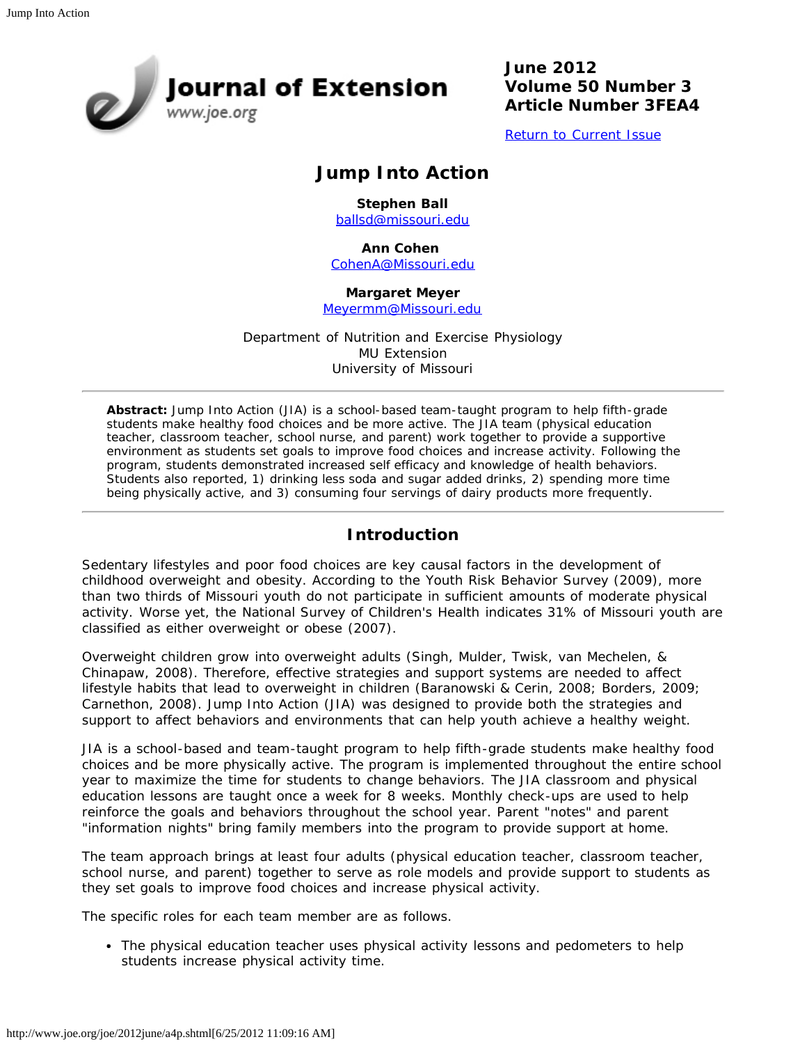# Jump Into Action

**Stephen Ball**
ballsd@missouri.edu

**Ann Cohen**
CohenA@Missouri.edu

**Margaret Meyer**
Meyermm@Missouri.edu

Department of Nutrition and Exercise Physiology
MU Extension
University of Missouri

---

**Abstract:** Jump Into Action (JIA) is a school-based team-taught program to help fifth-grade students make healthy food choices and be more active. The JIA team (physical education teacher, classroom teacher, school nurse, and parent) work together to provide a supportive environment as students set goals to improve food choices and increase activity. Following the program, students demonstrated increased self efficacy and knowledge of health behaviors. Students also reported, 1) drinking less soda and sugar added drinks, 2) spending more time being physically active, and 3) consuming four servings of dairy products more frequently.

---

## Introduction

Sedentary lifestyles and poor food choices are key causal factors in the development of childhood overweight and obesity. According to the Youth Risk Behavior Survey (2009), more than two thirds of Missouri youth do not participate in sufficient amounts of moderate physical activity. Worse yet, the National Survey of Children's Health indicates 31% of Missouri youth are classified as either overweight or obese (2007).

Overweight children grow into overweight adults (Singh, Mulder, Twisk, van Mechelen, & Chinapaw, 2008). Therefore, effective strategies and support systems are needed to affect lifestyle habits that lead to overweight in children (Baranowski & Cerin, 2008; Borders, 2009; Carnethon, 2008). Jump Into Action (JIA) was designed to provide both the strategies and support to affect behaviors and environments that can help youth achieve a healthy weight.

JIA is a school-based and team-taught program to help fifth-grade students make healthy food choices and be more physically active. The program is implemented throughout the entire school year to maximize the time for students to change behaviors. The JIA classroom and physical education lessons are taught once a week for 8 weeks. Monthly check-ups are used to help reinforce the goals and behaviors throughout the school year. Parent "notes" and parent "information nights" bring family members into the program to provide support at home.

The team approach brings at least four adults (physical education teacher, classroom teacher, school nurse, and parent) together to serve as role models and provide support to students as they set goals to improve food choices and increase physical activity.

The specific roles for each team member are as follows.

- The physical education teacher uses physical activity lessons and pedometers to help students increase physical activity time.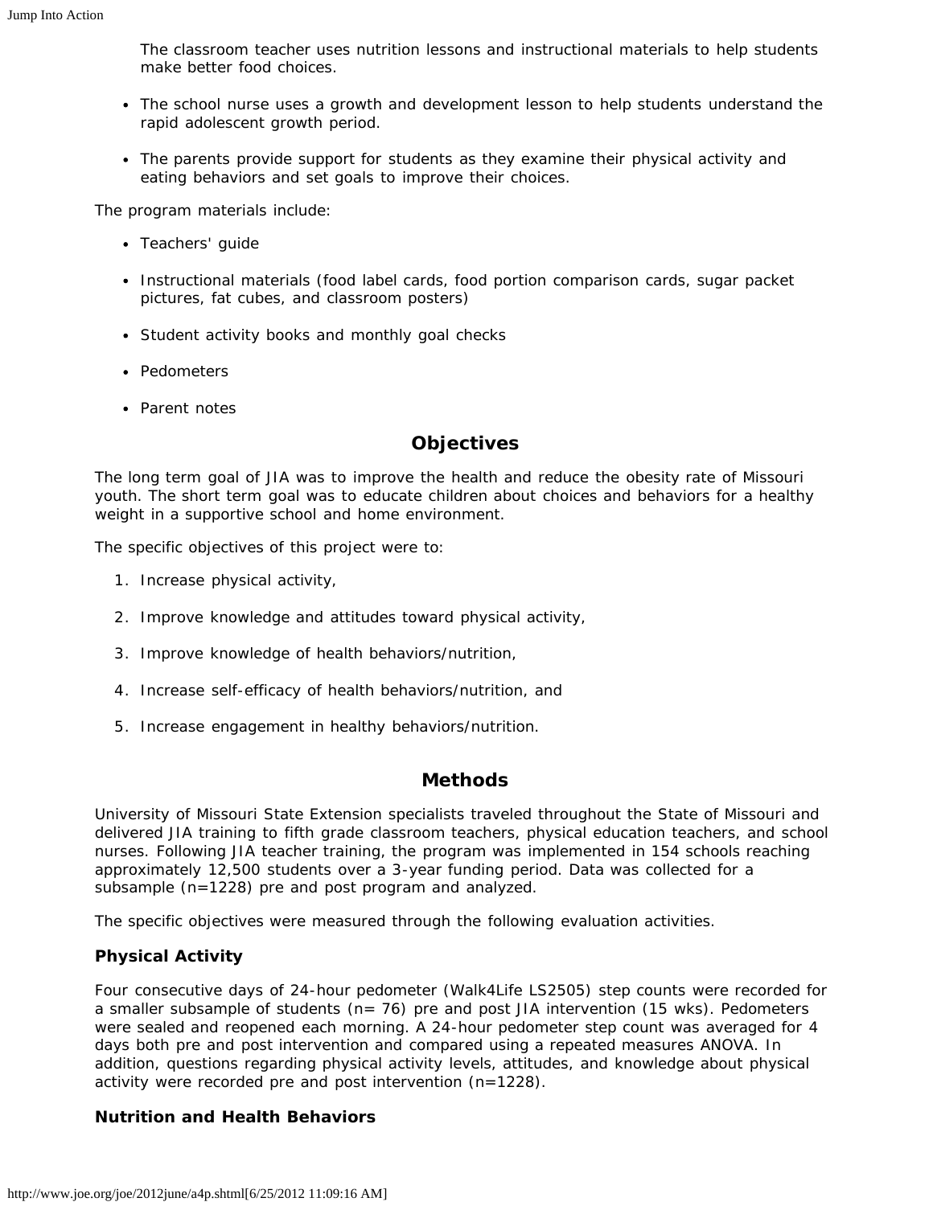The classroom teacher uses nutrition lessons and instructional materials to help students make better food choices.

- The school nurse uses a growth and development lesson to help students understand the rapid adolescent growth period.
- The parents provide support for students as they examine their physical activity and eating behaviors and set goals to improve their choices.

The program materials include:

- Teachers' guide
- Instructional materials (food label cards, food portion comparison cards, sugar packet pictures, fat cubes, and classroom posters)
- Student activity books and monthly goal checks
- Pedometers
- Parent notes

## Objectives

The long term goal of JIA was to improve the health and reduce the obesity rate of Missouri youth. The short term goal was to educate children about choices and behaviors for a healthy weight in a supportive school and home environment.

The specific objectives of this project were to:

1. Increase physical activity,
2. Improve knowledge and attitudes toward physical activity,
3. Improve knowledge of health behaviors/nutrition,
4. Increase self-efficacy of health behaviors/nutrition, and
5. Increase engagement in healthy behaviors/nutrition.

## Methods

University of Missouri State Extension specialists traveled throughout the State of Missouri and delivered JIA training to fifth grade classroom teachers, physical education teachers, and school nurses. Following JIA teacher training, the program was implemented in 154 schools reaching approximately 12,500 students over a 3-year funding period. Data was collected for a subsample (n=1228) pre and post program and analyzed.

The specific objectives were measured through the following evaluation activities.

### Physical Activity

Four consecutive days of 24-hour pedometer (Walk4Life LS2505) step counts were recorded for a smaller subsample of students (n= 76) pre and post JIA intervention (15 wks). Pedometers were sealed and reopened each morning. A 24-hour pedometer step count was averaged for 4 days both pre and post intervention and compared using a repeated measures ANOVA. In addition, questions regarding physical activity levels, attitudes, and knowledge about physical activity were recorded pre and post intervention (n=1228).

### Nutrition and Health Behaviors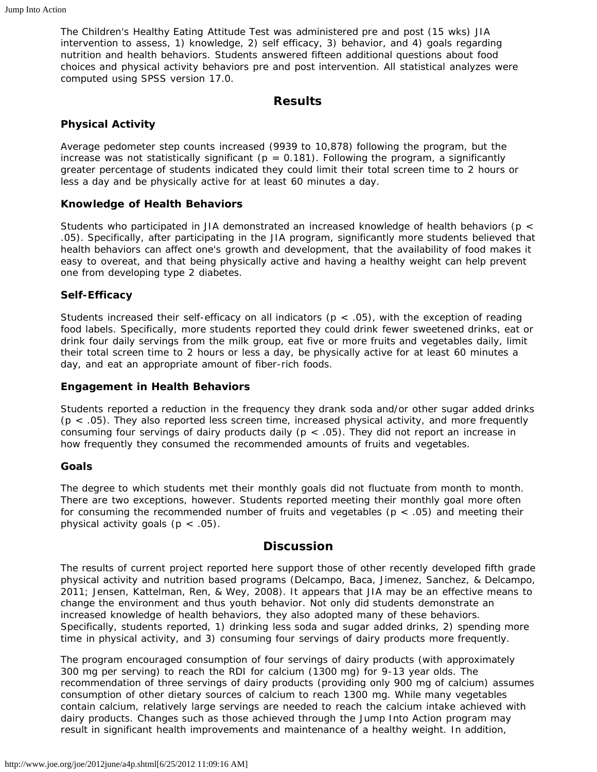The Children's Healthy Eating Attitude Test was administered pre and post (15 wks) JIA intervention to assess, 1) knowledge, 2) self efficacy, 3) behavior, and 4) goals regarding nutrition and health behaviors. Students answered fifteen additional questions about food choices and physical activity behaviors pre and post intervention. All statistical analyzes were computed using SPSS version 17.0.

## Results

### Physical Activity

Average pedometer step counts increased (9939 to 10,878) following the program, but the increase was not statistically significant ($p = 0.181$). Following the program, a significantly greater percentage of students indicated they could limit their total screen time to 2 hours or less a day and be physically active for at least 60 minutes a day.

### Knowledge of Health Behaviors

Students who participated in JIA demonstrated an increased knowledge of health behaviors ($p < .05$). Specifically, after participating in the JIA program, significantly more students believed that health behaviors can affect one's growth and development, that the availability of food makes it easy to overeat, and that being physically active and having a healthy weight can help prevent one from developing type 2 diabetes.

### Self-Efficacy

Students increased their self-efficacy on all indicators ($p < .05$), with the exception of reading food labels. Specifically, more students reported they could drink fewer sweetened drinks, eat or drink four daily servings from the milk group, eat five or more fruits and vegetables daily, limit their total screen time to 2 hours or less a day, be physically active for at least 60 minutes a day, and eat an appropriate amount of fiber-rich foods.

### Engagement in Health Behaviors

Students reported a reduction in the frequency they drank soda and/or other sugar added drinks ($p < .05$). They also reported less screen time, increased physical activity, and more frequently consuming four servings of dairy products daily ($p < .05$). They did not report an increase in how frequently they consumed the recommended amounts of fruits and vegetables.

### Goals

The degree to which students met their monthly goals did not fluctuate from month to month. There are two exceptions, however. Students reported meeting their monthly goal more often for consuming the recommended number of fruits and vegetables ($p < .05$) and meeting their physical activity goals ($p < .05$).

## Discussion

The results of current project reported here support those of other recently developed fifth grade physical activity and nutrition based programs (Delcampo, Baca, Jimenez, Sanchez, & Delcampo, 2011; Jensen, Kattelman, Ren, & Wey, 2008). It appears that JIA may be an effective means to change the environment and thus youth behavior. Not only did students demonstrate an increased knowledge of health behaviors, they also adopted many of these behaviors. Specifically, students reported, 1) drinking less soda and sugar added drinks, 2) spending more time in physical activity, and 3) consuming four servings of dairy products more frequently.

The program encouraged consumption of four servings of dairy products (with approximately 300 mg per serving) to reach the RDI for calcium (1300 mg) for 9-13 year olds. The recommendation of three servings of dairy products (providing only 900 mg of calcium) assumes consumption of other dietary sources of calcium to reach 1300 mg. While many vegetables contain calcium, relatively large servings are needed to reach the calcium intake achieved with dairy products. Changes such as those achieved through the Jump Into Action program may result in significant health improvements and maintenance of a healthy weight. In addition,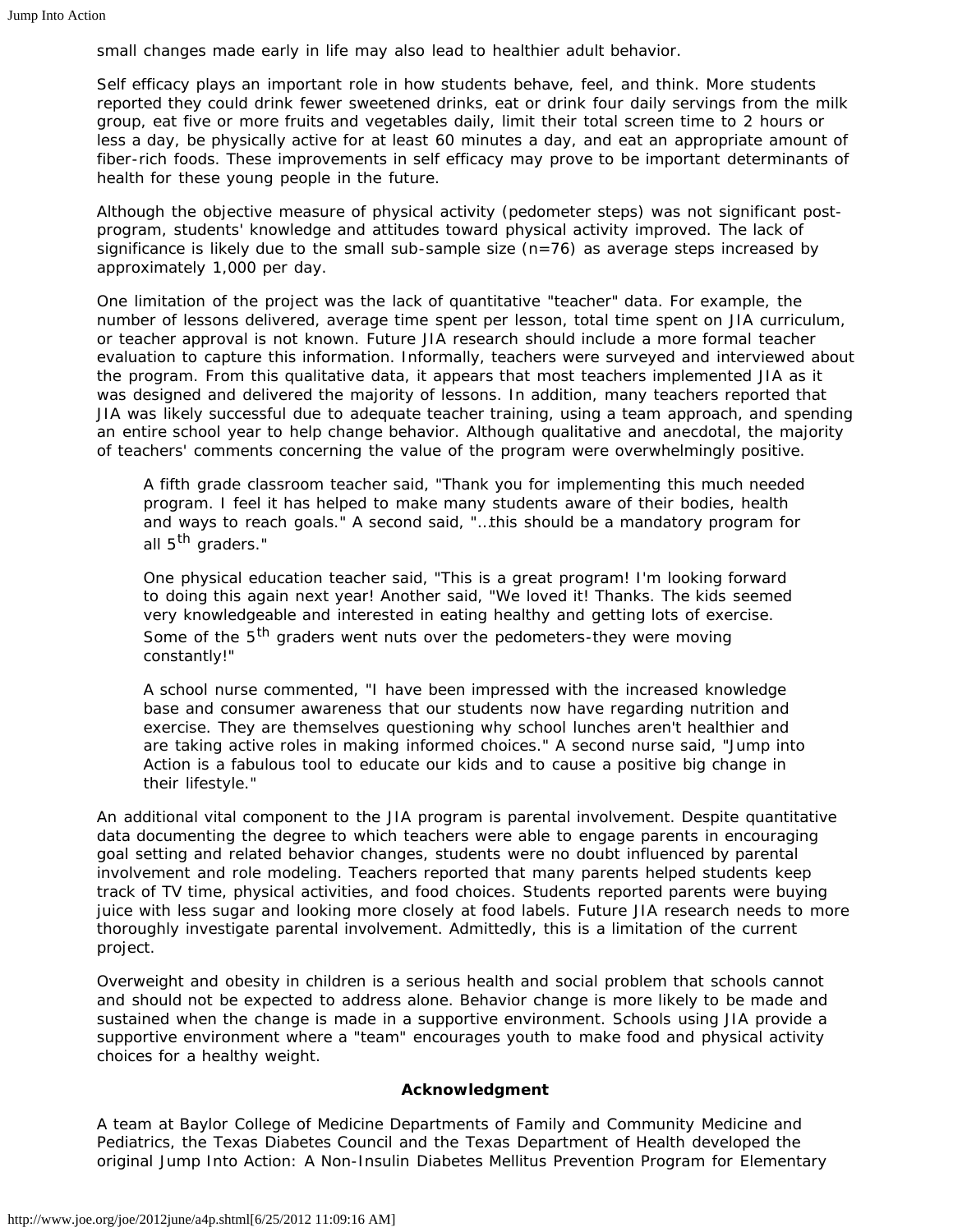small changes made early in life may also lead to healthier adult behavior.

Self efficacy plays an important role in how students behave, feel, and think. More students reported they could drink fewer sweetened drinks, eat or drink four daily servings from the milk group, eat five or more fruits and vegetables daily, limit their total screen time to 2 hours or less a day, be physically active for at least 60 minutes a day, and eat an appropriate amount of fiber-rich foods. These improvements in self efficacy may prove to be important determinants of health for these young people in the future.

Although the objective measure of physical activity (pedometer steps) was not significant post-program, students' knowledge and attitudes toward physical activity improved. The lack of significance is likely due to the small sub-sample size (n=76) as average steps increased by approximately 1,000 per day.

One limitation of the project was the lack of quantitative "teacher" data. For example, the number of lessons delivered, average time spent per lesson, total time spent on JIA curriculum, or teacher approval is not known. Future JIA research should include a more formal teacher evaluation to capture this information. Informally, teachers were surveyed and interviewed about the program. From this qualitative data, it appears that most teachers implemented JIA as it was designed and delivered the majority of lessons. In addition, many teachers reported that JIA was likely successful due to adequate teacher training, using a team approach, and spending an entire school year to help change behavior. Although qualitative and anecdotal, the majority of teachers' comments concerning the value of the program were overwhelmingly positive.

> A fifth grade classroom teacher said, "Thank you for implementing this much needed program. I feel it has helped to make many students aware of their bodies, health and ways to reach goals." A second said, "…this should be a mandatory program for all 5th graders."
>
> One physical education teacher said, "This is a great program! I'm looking forward to doing this again next year! Another said, "We loved it! Thanks. The kids seemed very knowledgeable and interested in eating healthy and getting lots of exercise. Some of the 5th graders went nuts over the pedometers-they were moving constantly!"
>
> A school nurse commented, "I have been impressed with the increased knowledge base and consumer awareness that our students now have regarding nutrition and exercise. They are themselves questioning why school lunches aren't healthier and are taking active roles in making informed choices." A second nurse said, "Jump into Action is a fabulous tool to educate our kids and to cause a positive big change in their lifestyle."

An additional vital component to the JIA program is parental involvement. Despite quantitative data documenting the degree to which teachers were able to engage parents in encouraging goal setting and related behavior changes, students were no doubt influenced by parental involvement and role modeling. Teachers reported that many parents helped students keep track of TV time, physical activities, and food choices. Students reported parents were buying juice with less sugar and looking more closely at food labels. Future JIA research needs to more thoroughly investigate parental involvement. Admittedly, this is a limitation of the current project.

Overweight and obesity in children is a serious health and social problem that schools cannot and should not be expected to address alone. Behavior change is more likely to be made and sustained when the change is made in a supportive environment. Schools using JIA provide a supportive environment where a "team" encourages youth to make food and physical activity choices for a healthy weight.

### Acknowledgment

A team at Baylor College of Medicine Departments of Family and Community Medicine and Pediatrics, the Texas Diabetes Council and the Texas Department of Health developed the original Jump Into Action: A Non-Insulin Diabetes Mellitus Prevention Program for Elementary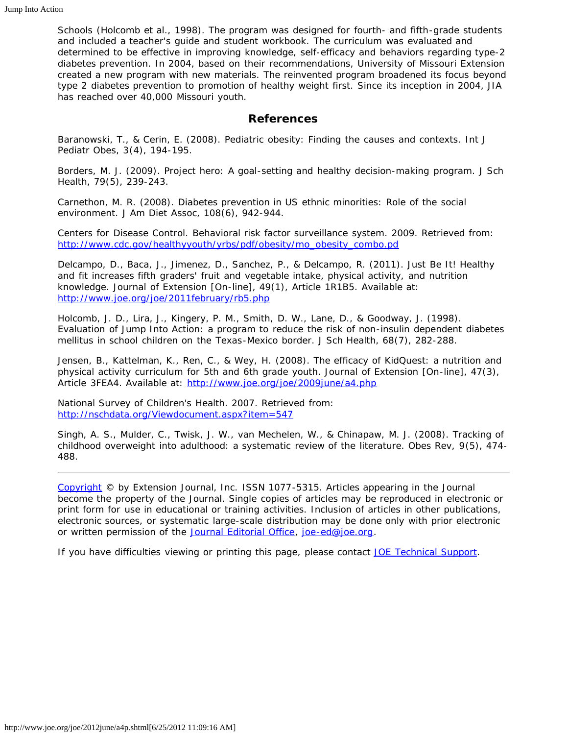Schools (Holcomb et al., 1998). The program was designed for fourth- and fifth-grade students and included a teacher's guide and student workbook. The curriculum was evaluated and determined to be effective in improving knowledge, self-efficacy and behaviors regarding type-2 diabetes prevention. In 2004, based on their recommendations, University of Missouri Extension created a new program with new materials. The reinvented program broadened its focus beyond type 2 diabetes prevention to promotion of healthy weight first. Since its inception in 2004, JIA has reached over 40,000 Missouri youth.

## References

Baranowski, T., & Cerin, E. (2008). Pediatric obesity: Finding the causes and contexts. Int J Pediatr Obes, 3(4), 194-195.

Borders, M. J. (2009). Project hero: A goal-setting and healthy decision-making program. J Sch Health, 79(5), 239-243.

Carnethon, M. R. (2008). Diabetes prevention in US ethnic minorities: Role of the social environment. J Am Diet Assoc, 108(6), 942-944.

Centers for Disease Control. Behavioral risk factor surveillance system. 2009. Retrieved from: http://www.cdc.gov/healthyyouth/yrbs/pdf/obesity/mo_obesity_combo.pd

Delcampo, D., Baca, J., Jimenez, D., Sanchez, P., & Delcampo, R. (2011). Just Be It! Healthy and fit increases fifth graders' fruit and vegetable intake, physical activity, and nutrition knowledge. Journal of Extension [On-line], 49(1), Article 1R1B5. Available at: http://www.joe.org/joe/2011february/rb5.php

Holcomb, J. D., Lira, J., Kingery, P. M., Smith, D. W., Lane, D., & Goodway, J. (1998). Evaluation of Jump Into Action: a program to reduce the risk of non-insulin dependent diabetes mellitus in school children on the Texas-Mexico border. J Sch Health, 68(7), 282-288.

Jensen, B., Kattelman, K., Ren, C., & Wey, H. (2008). The efficacy of KidQuest: a nutrition and physical activity curriculum for 5th and 6th grade youth. Journal of Extension [On-line], 47(3), Article 3FEA4. Available at: http://www.joe.org/joe/2009june/a4.php

National Survey of Children's Health. 2007. Retrieved from: http://nschdata.org/Viewdocument.aspx?item=547

Singh, A. S., Mulder, C., Twisk, J. W., van Mechelen, W., & Chinapaw, M. J. (2008). Tracking of childhood overweight into adulthood: a systematic review of the literature. Obes Rev, 9(5), 474-488.

---

Copyright © by Extension Journal, Inc. ISSN 1077-5315. Articles appearing in the Journal become the property of the Journal. Single copies of articles may be reproduced in electronic or print form for use in educational or training activities. Inclusion of articles in other publications, electronic sources, or systematic large-scale distribution may be done only with prior electronic or written permission of the Journal Editorial Office, joe-ed@joe.org.

If you have difficulties viewing or printing this page, please contact JOE Technical Support.